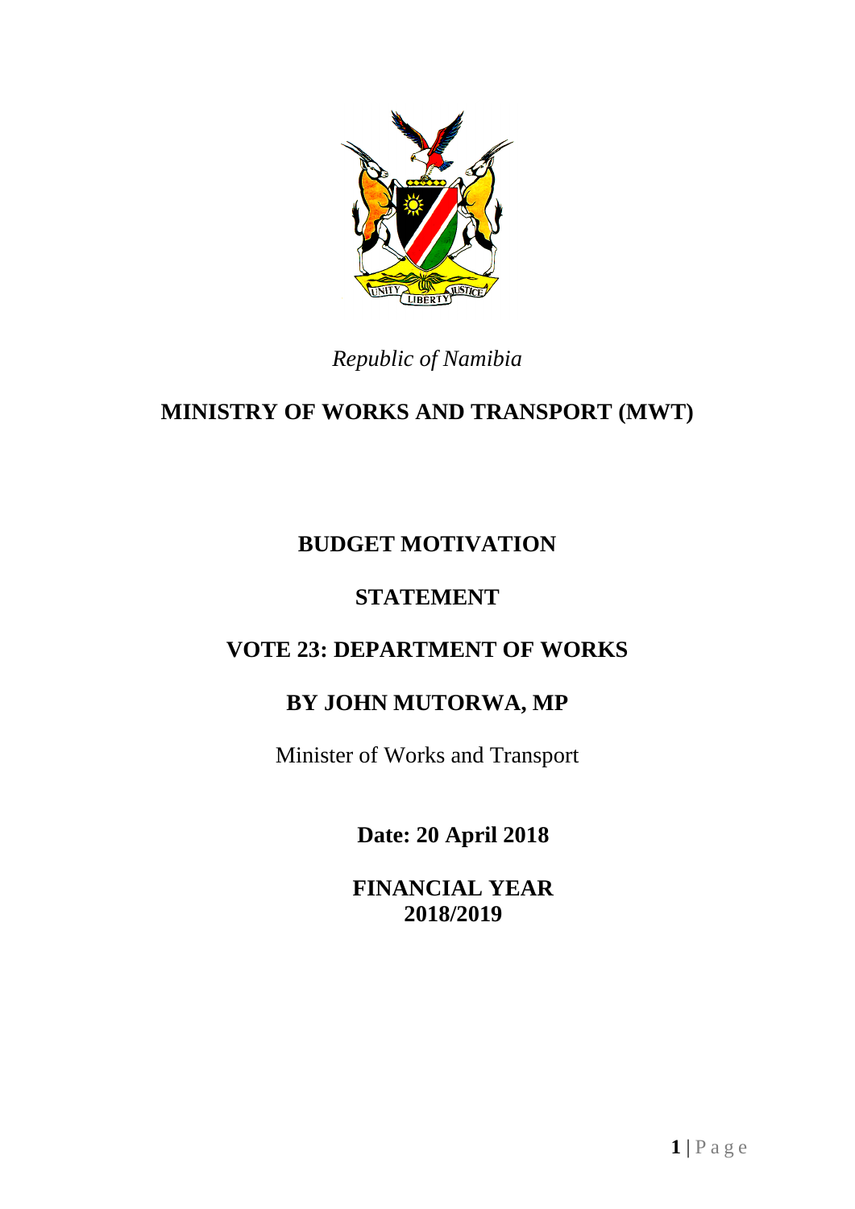*Republic of Namibia*

# MINISTRY OF WORKS AND TRANSPORT (MWT)

## BUDGET MOTIVATION

## STATEMENT

## VOTE 23: DEPARTMENT OF WORKS

## BY JOHN MUTORWA, MP

Minister of Works and Transport

**Date: 20 April 2018**

**FINANCIAL YEAR 2018/2019**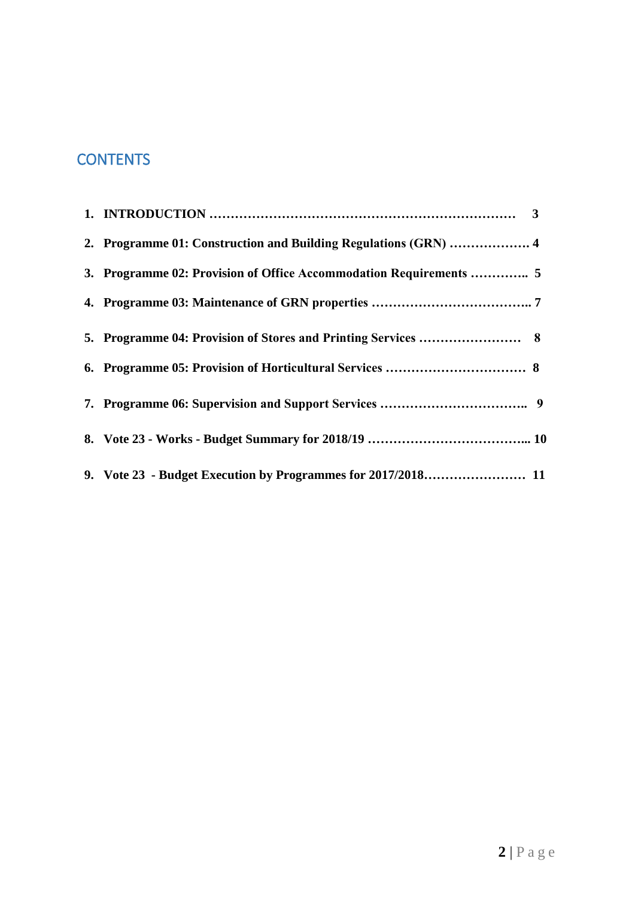## CONTENTS

1. **INTRODUCTION ……………………………………………………………… 3**
2. **Programme 01: Construction and Building Regulations (GRN) ………………. 4**
3. **Programme 02: Provision of Office Accommodation Requirements ………….. 5**
4. **Programme 03: Maintenance of GRN properties ……………………………….. 7**
5. **Programme 04: Provision of Stores and Printing Services …………………… 8**
6. **Programme 05: Provision of Horticultural Services …………………………… 8**
7. **Programme 06: Supervision and Support Services …………………………….. 9**
8. **Vote 23 - Works - Budget Summary for 2018/19 ………………………………... 10**
9. **Vote 23 - Budget Execution by Programmes for 2017/2018…………………… 11**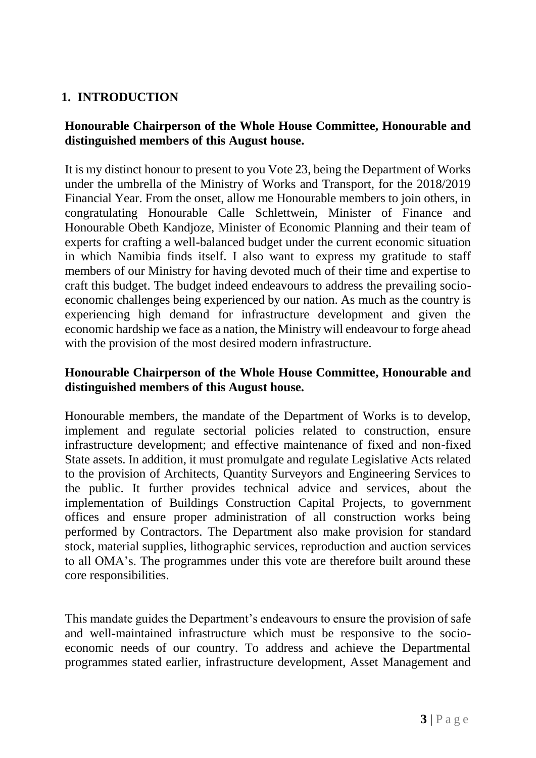## 1. INTRODUCTION

**Honourable Chairperson of the Whole House Committee, Honourable and distinguished members of this August house.**

It is my distinct honour to present to you Vote 23, being the Department of Works under the umbrella of the Ministry of Works and Transport, for the 2018/2019 Financial Year. From the onset, allow me Honourable members to join others, in congratulating Honourable Calle Schlettwein, Minister of Finance and Honourable Obeth Kandjoze, Minister of Economic Planning and their team of experts for crafting a well-balanced budget under the current economic situation in which Namibia finds itself. I also want to express my gratitude to staff members of our Ministry for having devoted much of their time and expertise to craft this budget. The budget indeed endeavours to address the prevailing socio-economic challenges being experienced by our nation. As much as the country is experiencing high demand for infrastructure development and given the economic hardship we face as a nation, the Ministry will endeavour to forge ahead with the provision of the most desired modern infrastructure.

**Honourable Chairperson of the Whole House Committee, Honourable and distinguished members of this August house.**

Honourable members, the mandate of the Department of Works is to develop, implement and regulate sectorial policies related to construction, ensure infrastructure development; and effective maintenance of fixed and non-fixed State assets. In addition, it must promulgate and regulate Legislative Acts related to the provision of Architects, Quantity Surveyors and Engineering Services to the public. It further provides technical advice and services, about the implementation of Buildings Construction Capital Projects, to government offices and ensure proper administration of all construction works being performed by Contractors. The Department also make provision for standard stock, material supplies, lithographic services, reproduction and auction services to all OMA's. The programmes under this vote are therefore built around these core responsibilities.

This mandate guides the Department's endeavours to ensure the provision of safe and well-maintained infrastructure which must be responsive to the socio-economic needs of our country. To address and achieve the Departmental programmes stated earlier, infrastructure development, Asset Management and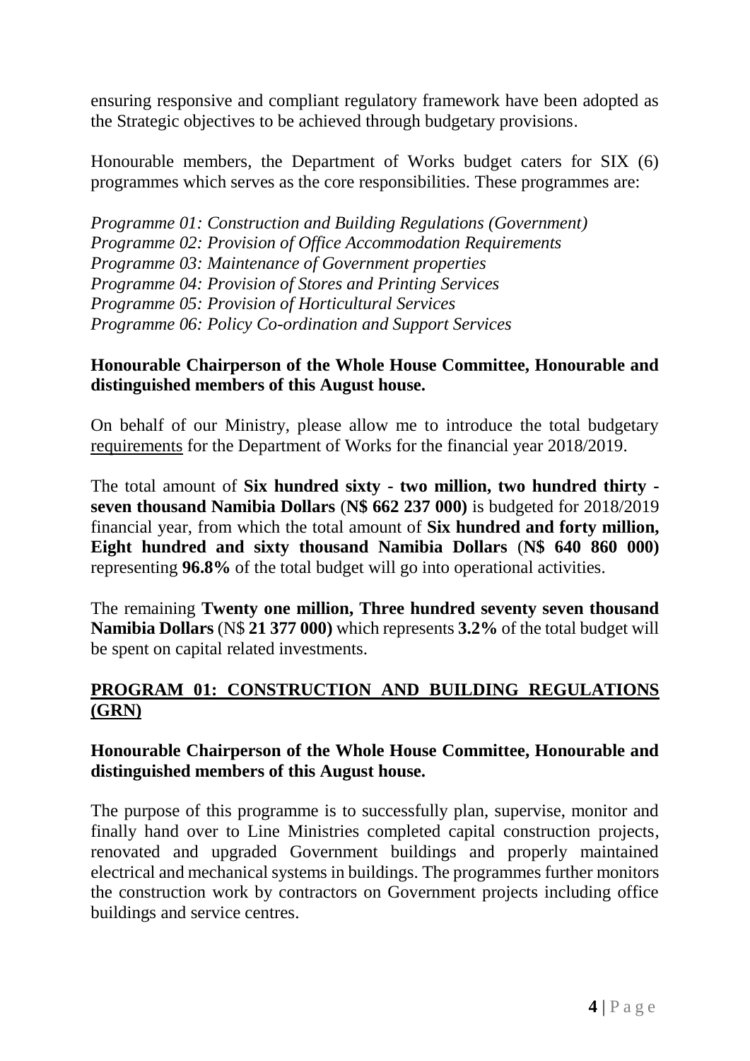ensuring responsive and compliant regulatory framework have been adopted as the Strategic objectives to be achieved through budgetary provisions.

Honourable members, the Department of Works budget caters for SIX (6) programmes which serves as the core responsibilities. These programmes are:

*Programme 01: Construction and Building Regulations (Government)*
*Programme 02: Provision of Office Accommodation Requirements*
*Programme 03: Maintenance of Government properties*
*Programme 04: Provision of Stores and Printing Services*
*Programme 05: Provision of Horticultural Services*
*Programme 06: Policy Co-ordination and Support Services*

**Honourable Chairperson of the Whole House Committee, Honourable and distinguished members of this August house.**

On behalf of our Ministry, please allow me to introduce the total budgetary <u>requirements</u> for the Department of Works for the financial year 2018/2019.

The total amount of **Six hundred sixty - two million, two hundred thirty - seven thousand Namibia Dollars** (**N$ 662 237 000)** is budgeted for 2018/2019 financial year, from which the total amount of **Six hundred and forty million, Eight hundred and sixty thousand Namibia Dollars** (**N$ 640 860 000)** representing **96.8%** of the total budget will go into operational activities.

The remaining **Twenty one million, Three hundred seventy seven thousand Namibia Dollars** (N$ **21 377 000)** which represents **3.2%** of the total budget will be spent on capital related investments.

## <u>PROGRAM 01: CONSTRUCTION AND BUILDING REGULATIONS (GRN)</u>

**Honourable Chairperson of the Whole House Committee, Honourable and distinguished members of this August house.**

The purpose of this programme is to successfully plan, supervise, monitor and finally hand over to Line Ministries completed capital construction projects, renovated and upgraded Government buildings and properly maintained electrical and mechanical systems in buildings. The programmes further monitors the construction work by contractors on Government projects including office buildings and service centres.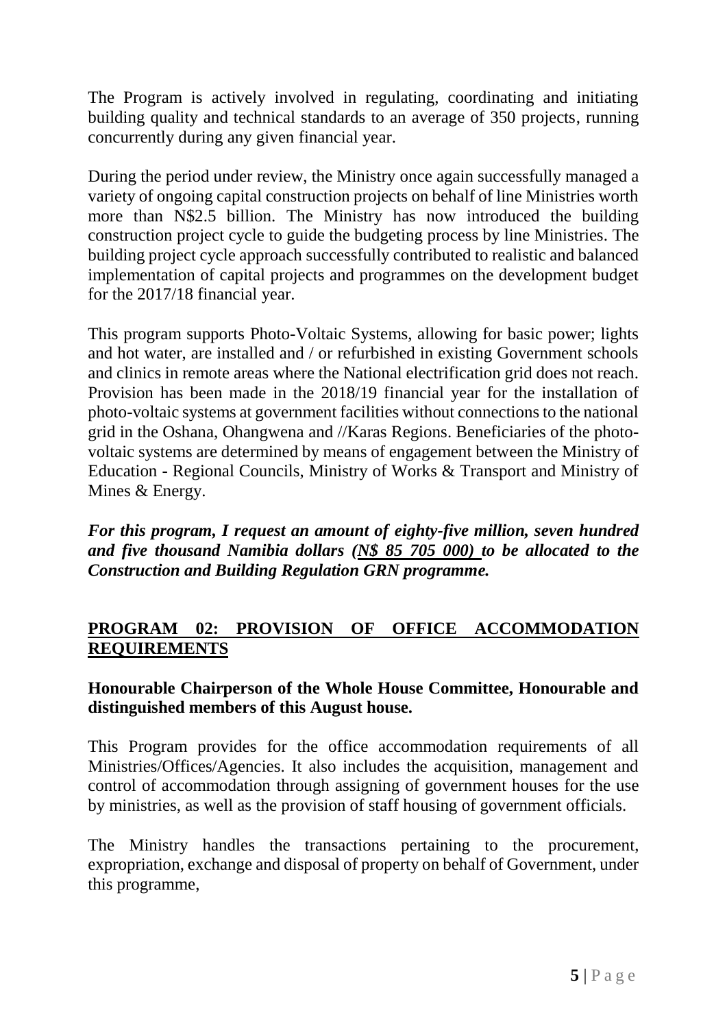The Program is actively involved in regulating, coordinating and initiating building quality and technical standards to an average of 350 projects, running concurrently during any given financial year.

During the period under review, the Ministry once again successfully managed a variety of ongoing capital construction projects on behalf of line Ministries worth more than N$2.5 billion. The Ministry has now introduced the building construction project cycle to guide the budgeting process by line Ministries. The building project cycle approach successfully contributed to realistic and balanced implementation of capital projects and programmes on the development budget for the 2017/18 financial year.

This program supports Photo-Voltaic Systems, allowing for basic power; lights and hot water, are installed and / or refurbished in existing Government schools and clinics in remote areas where the National electrification grid does not reach. Provision has been made in the 2018/19 financial year for the installation of photo-voltaic systems at government facilities without connections to the national grid in the Oshana, Ohangwena and //Karas Regions. Beneficiaries of the photo-voltaic systems are determined by means of engagement between the Ministry of Education - Regional Councils, Ministry of Works & Transport and Ministry of Mines & Energy.

***For this program, I request an amount of eighty-five million, seven hundred and five thousand Namibia dollars (<u>N$ 85 705 000</u>) to be allocated to the Construction and Building Regulation GRN programme.***

## <u>PROGRAM 02: PROVISION OF OFFICE ACCOMMODATION REQUIREMENTS</u>

**Honourable Chairperson of the Whole House Committee, Honourable and distinguished members of this August house.**

This Program provides for the office accommodation requirements of all Ministries/Offices/Agencies. It also includes the acquisition, management and control of accommodation through assigning of government houses for the use by ministries, as well as the provision of staff housing of government officials.

The Ministry handles the transactions pertaining to the procurement, expropriation, exchange and disposal of property on behalf of Government, under this programme,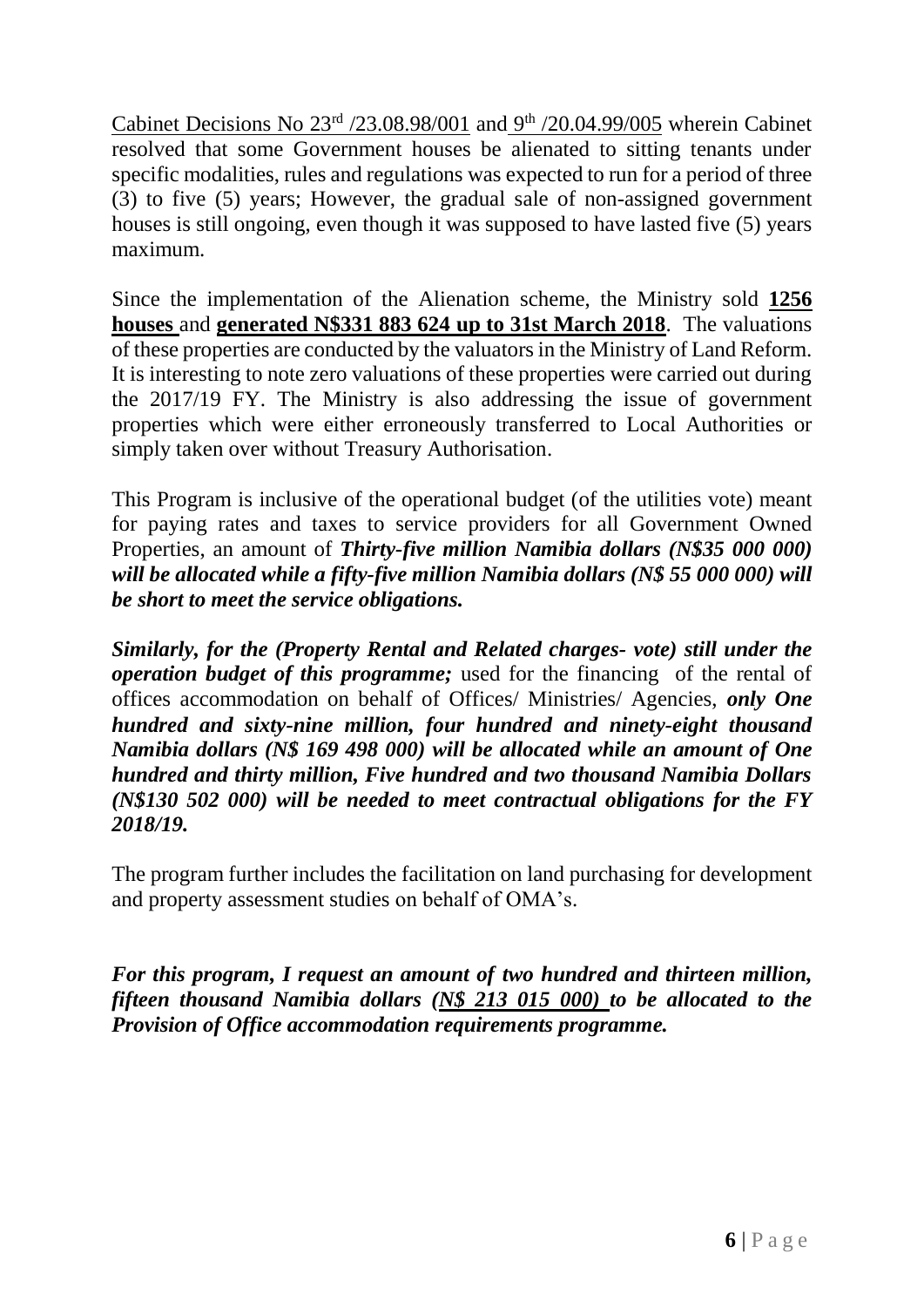Cabinet Decisions No 23rd /23.08.98/001 and 9th /20.04.99/005 wherein Cabinet resolved that some Government houses be alienated to sitting tenants under specific modalities, rules and regulations was expected to run for a period of three (3) to five (5) years; However, the gradual sale of non-assigned government houses is still ongoing, even though it was supposed to have lasted five (5) years maximum.

Since the implementation of the Alienation scheme, the Ministry sold **1256 houses** and **generated N$331 883 624 up to 31st March 2018**. The valuations of these properties are conducted by the valuators in the Ministry of Land Reform. It is interesting to note zero valuations of these properties were carried out during the 2017/19 FY. The Ministry is also addressing the issue of government properties which were either erroneously transferred to Local Authorities or simply taken over without Treasury Authorisation.

This Program is inclusive of the operational budget (of the utilities vote) meant for paying rates and taxes to service providers for all Government Owned Properties, an amount of ***Thirty-five million Namibia dollars (N$35 000 000) will be allocated while a fifty-five million Namibia dollars (N$ 55 000 000) will be short to meet the service obligations.***

***Similarly, for the (Property Rental and Related charges- vote) still under the operation budget of this programme;*** used for the financing of the rental of offices accommodation on behalf of Offices/ Ministries/ Agencies, ***only One hundred and sixty-nine million, four hundred and ninety-eight thousand Namibia dollars (N$ 169 498 000) will be allocated while an amount of One hundred and thirty million, Five hundred and two thousand Namibia Dollars (N$130 502 000) will be needed to meet contractual obligations for the FY 2018/19.***

The program further includes the facilitation on land purchasing for development and property assessment studies on behalf of OMA's.

***For this program, I request an amount of two hundred and thirteen million, fifteen thousand Namibia dollars (N$ 213 015 000) to be allocated to the Provision of Office accommodation requirements programme.***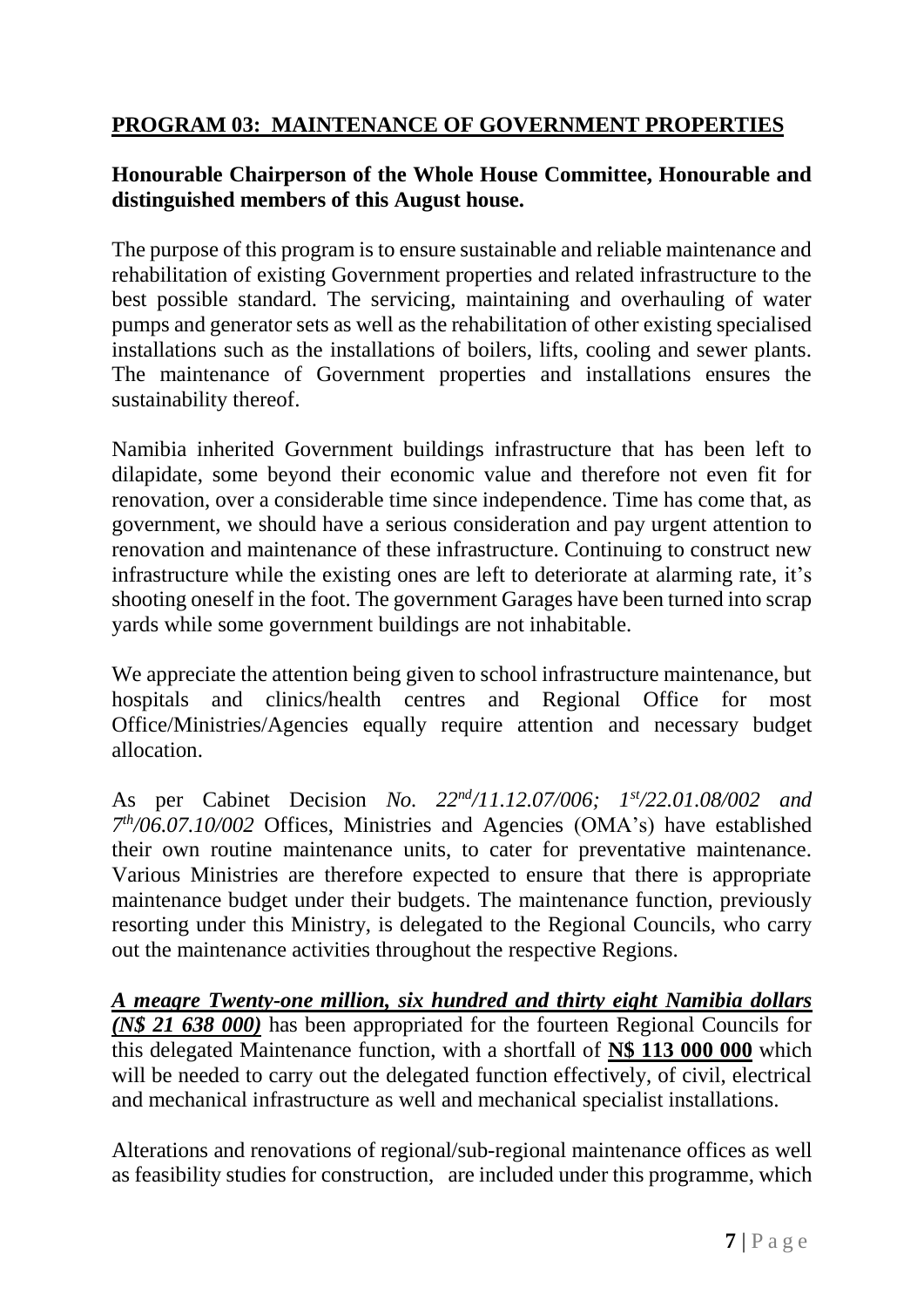## PROGRAM 03: MAINTENANCE OF GOVERNMENT PROPERTIES

**Honourable Chairperson of the Whole House Committee, Honourable and distinguished members of this August house.**

The purpose of this program is to ensure sustainable and reliable maintenance and rehabilitation of existing Government properties and related infrastructure to the best possible standard. The servicing, maintaining and overhauling of water pumps and generator sets as well as the rehabilitation of other existing specialised installations such as the installations of boilers, lifts, cooling and sewer plants. The maintenance of Government properties and installations ensures the sustainability thereof.

Namibia inherited Government buildings infrastructure that has been left to dilapidate, some beyond their economic value and therefore not even fit for renovation, over a considerable time since independence. Time has come that, as government, we should have a serious consideration and pay urgent attention to renovation and maintenance of these infrastructure. Continuing to construct new infrastructure while the existing ones are left to deteriorate at alarming rate, it's shooting oneself in the foot. The government Garages have been turned into scrap yards while some government buildings are not inhabitable.

We appreciate the attention being given to school infrastructure maintenance, but hospitals and clinics/health centres and Regional Office for most Office/Ministries/Agencies equally require attention and necessary budget allocation.

As per Cabinet Decision *No. 22nd/11.12.07/006; 1st/22.01.08/002 and 7th/06.07.10/002* Offices, Ministries and Agencies (OMA's) have established their own routine maintenance units, to cater for preventative maintenance. Various Ministries are therefore expected to ensure that there is appropriate maintenance budget under their budgets. The maintenance function, previously resorting under this Ministry, is delegated to the Regional Councils, who carry out the maintenance activities throughout the respective Regions.

***A meagre Twenty-one million, six hundred and thirty eight Namibia dollars (N$ 21 638 000)*** has been appropriated for the fourteen Regional Councils for this delegated Maintenance function, with a shortfall of **N$ 113 000 000** which will be needed to carry out the delegated function effectively, of civil, electrical and mechanical infrastructure as well and mechanical specialist installations.

Alterations and renovations of regional/sub-regional maintenance offices as well as feasibility studies for construction, are included under this programme, which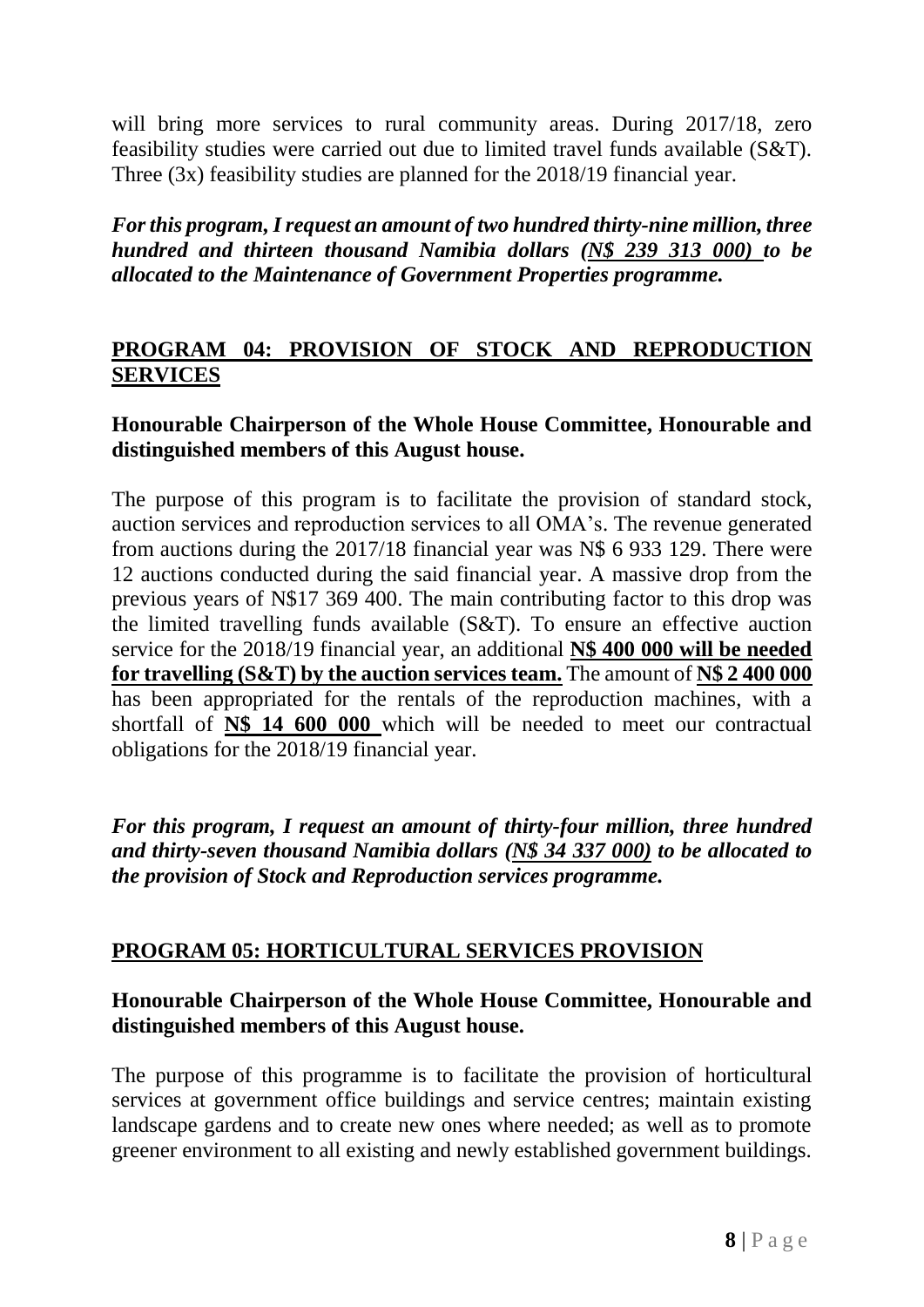will bring more services to rural community areas. During 2017/18, zero feasibility studies were carried out due to limited travel funds available (S&T). Three (3x) feasibility studies are planned for the 2018/19 financial year.

***For this program, I request an amount of two hundred thirty-nine million, three hundred and thirteen thousand Namibia dollars (N$ 239 313 000) to be allocated to the Maintenance of Government Properties programme.***

## PROGRAM 04: PROVISION OF STOCK AND REPRODUCTION SERVICES

**Honourable Chairperson of the Whole House Committee, Honourable and distinguished members of this August house.**

The purpose of this program is to facilitate the provision of standard stock, auction services and reproduction services to all OMA's. The revenue generated from auctions during the 2017/18 financial year was N$ 6 933 129. There were 12 auctions conducted during the said financial year. A massive drop from the previous years of N$17 369 400. The main contributing factor to this drop was the limited travelling funds available (S&T). To ensure an effective auction service for the 2018/19 financial year, an additional **N$ 400 000 will be needed for travelling (S&T) by the auction services team.** The amount of **N$ 2 400 000** has been appropriated for the rentals of the reproduction machines, with a shortfall of **N$ 14 600 000** which will be needed to meet our contractual obligations for the 2018/19 financial year.

***For this program, I request an amount of thirty-four million, three hundred and thirty-seven thousand Namibia dollars (N$ 34 337 000) to be allocated to the provision of Stock and Reproduction services programme.***

## PROGRAM 05: HORTICULTURAL SERVICES PROVISION

**Honourable Chairperson of the Whole House Committee, Honourable and distinguished members of this August house.**

The purpose of this programme is to facilitate the provision of horticultural services at government office buildings and service centres; maintain existing landscape gardens and to create new ones where needed; as well as to promote greener environment to all existing and newly established government buildings.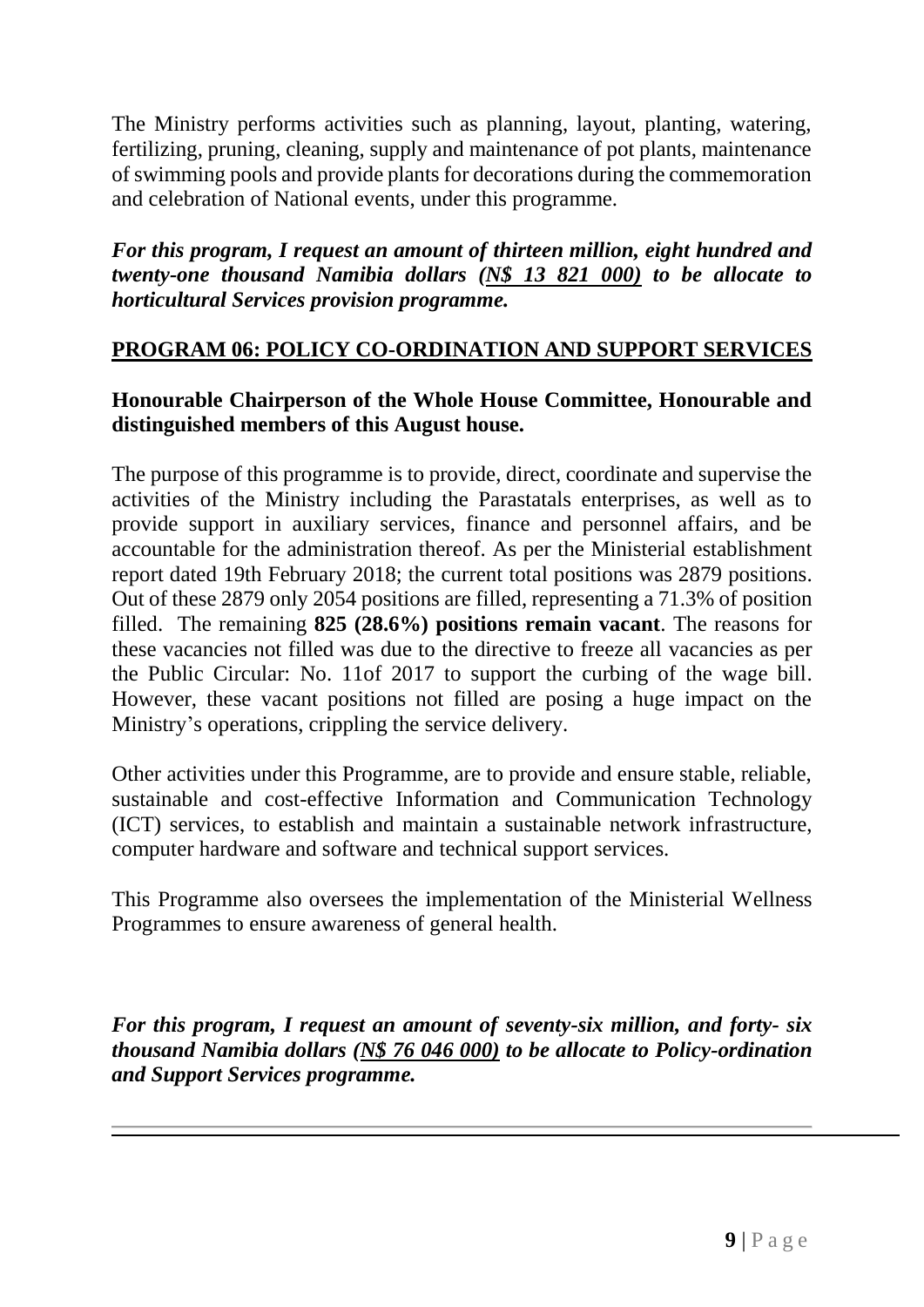The Ministry performs activities such as planning, layout, planting, watering, fertilizing, pruning, cleaning, supply and maintenance of pot plants, maintenance of swimming pools and provide plants for decorations during the commemoration and celebration of National events, under this programme.

***For this program, I request an amount of thirteen million, eight hundred and twenty-one thousand Namibia dollars (<u>N$ 13 821 000</u>) to be allocate to horticultural Services provision programme.***

## PROGRAM 06: POLICY CO-ORDINATION AND SUPPORT SERVICES

**Honourable Chairperson of the Whole House Committee, Honourable and distinguished members of this August house.**

The purpose of this programme is to provide, direct, coordinate and supervise the activities of the Ministry including the Parastatals enterprises, as well as to provide support in auxiliary services, finance and personnel affairs, and be accountable for the administration thereof. As per the Ministerial establishment report dated 19th February 2018; the current total positions was 2879 positions. Out of these 2879 only 2054 positions are filled, representing a 71.3% of position filled. The remaining **825 (28.6%) positions remain vacant**. The reasons for these vacancies not filled was due to the directive to freeze all vacancies as per the Public Circular: No. 11of 2017 to support the curbing of the wage bill. However, these vacant positions not filled are posing a huge impact on the Ministry's operations, crippling the service delivery.

Other activities under this Programme, are to provide and ensure stable, reliable, sustainable and cost-effective Information and Communication Technology (ICT) services, to establish and maintain a sustainable network infrastructure, computer hardware and software and technical support services.

This Programme also oversees the implementation of the Ministerial Wellness Programmes to ensure awareness of general health.

***For this program, I request an amount of seventy-six million, and forty- six thousand Namibia dollars (<u>N$ 76 046 000</u>) to be allocate to Policy-ordination and Support Services programme.***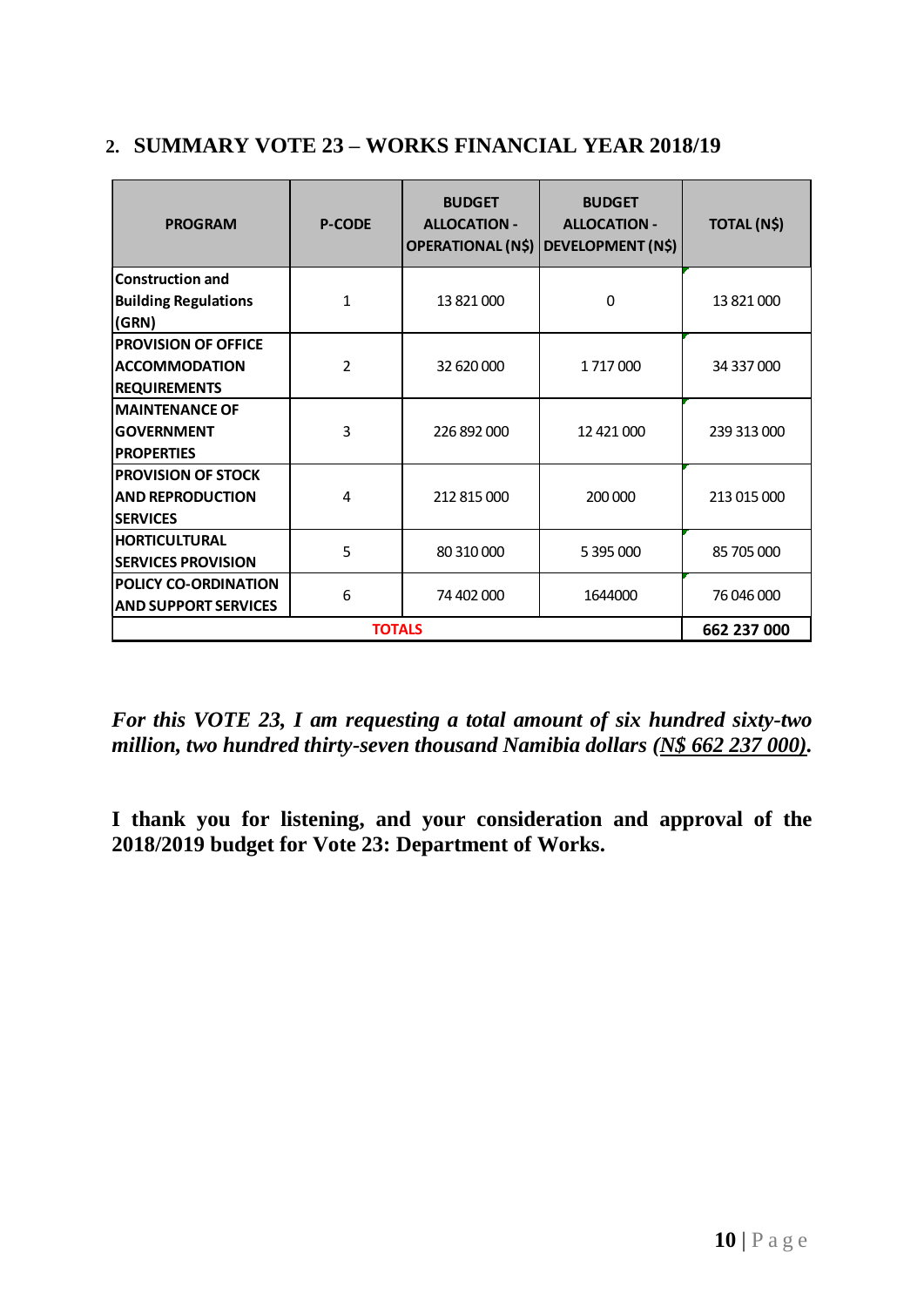## 2. SUMMARY VOTE 23 – WORKS FINANCIAL YEAR 2018/19

| PROGRAM | P-CODE | BUDGET ALLOCATION - OPERATIONAL (N$) | BUDGET ALLOCATION - DEVELOPMENT (N$) | TOTAL (N$) |
|---|---|---|---|---|
| Construction and Building Regulations (GRN) | 1 | 13 821 000 | 0 | 13 821 000 |
| PROVISION OF OFFICE ACCOMMODATION REQUIREMENTS | 2 | 32 620 000 | 1 717 000 | 34 337 000 |
| MAINTENANCE OF GOVERNMENT PROPERTIES | 3 | 226 892 000 | 12 421 000 | 239 313 000 |
| PROVISION OF STOCK AND REPRODUCTION SERVICES | 4 | 212 815 000 | 200 000 | 213 015 000 |
| HORTICULTURAL SERVICES PROVISION | 5 | 80 310 000 | 5 395 000 | 85 705 000 |
| POLICY CO-ORDINATION AND SUPPORT SERVICES | 6 | 74 402 000 | 1644000 | 76 046 000 |
| TOTALS | | | | **662 237 000** |

***For this VOTE 23, I am requesting a total amount of six hundred sixty-two million, two hundred thirty-seven thousand Namibia dollars (N$ 662 237 000).***

**I thank you for listening, and your consideration and approval of the 2018/2019 budget for Vote 23: Department of Works.**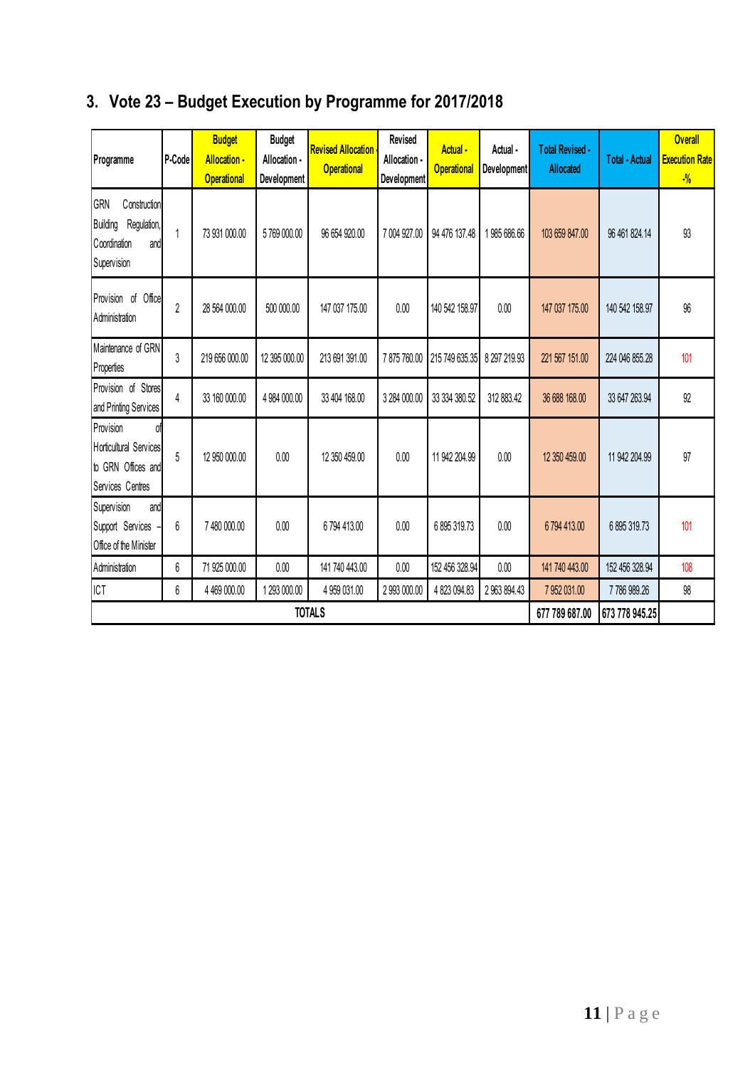## 3. Vote 23 – Budget Execution by Programme for 2017/2018

| Programme | P-Code | Budget Allocation - Operational | Budget Allocation - Development | Revised Allocation - Operational | Revised Allocation - Development | Actual - Operational | Actual - Development | Total Revised - Allocated | Total - Actual | Overall Execution Rate -% |
|---|---|---|---|---|---|---|---|---|---|---|
| GRN Construction Building Regulation, Coordination and Supervision | 1 | 73 931 000.00 | 5 769 000.00 | 96 654 920.00 | 7 004 927.00 | 94 476 137.48 | 1 985 686.66 | 103 659 847.00 | 96 461 824.14 | 93 |
| Provision of Office Administration | 2 | 28 564 000.00 | 500 000.00 | 147 037 175.00 | 0.00 | 140 542 158.97 | 0.00 | 147 037 175.00 | 140 542 158.97 | 96 |
| Maintenance of GRN Properties | 3 | 219 656 000.00 | 12 395 000.00 | 213 691 391.00 | 7 875 760.00 | 215 749 635.35 | 8 297 219.93 | 221 567 151.00 | 224 046 855.28 | 101 |
| Provision of Stores and Printing Services | 4 | 33 160 000.00 | 4 984 000.00 | 33 404 168.00 | 3 284 000.00 | 33 334 380.52 | 312 883.42 | 36 688 168.00 | 33 647 263.94 | 92 |
| Provision of Horticultural Services to GRN Offices and Services Centres | 5 | 12 950 000.00 | 0.00 | 12 350 459.00 | 0.00 | 11 942 204.99 | 0.00 | 12 350 459.00 | 11 942 204.99 | 97 |
| Supervision and Support Services - Office of the Minister | 6 | 7 480 000.00 | 0.00 | 6 794 413.00 | 0.00 | 6 895 319.73 | 0.00 | 6 794 413.00 | 6 895 319.73 | 101 |
| Administration | 6 | 71 925 000.00 | 0.00 | 141 740 443.00 | 0.00 | 152 456 328.94 | 0.00 | 141 740 443.00 | 152 456 328.94 | 108 |
| ICT | 6 | 4 469 000.00 | 1 293 000.00 | 4 959 031.00 | 2 993 000.00 | 4 823 094.83 | 2 963 894.43 | 7 952 031.00 | 7 786 989.26 | 98 |
| **TOTALS** | | | | | | | | **677 789 687.00** | **673 778 945.25** | |